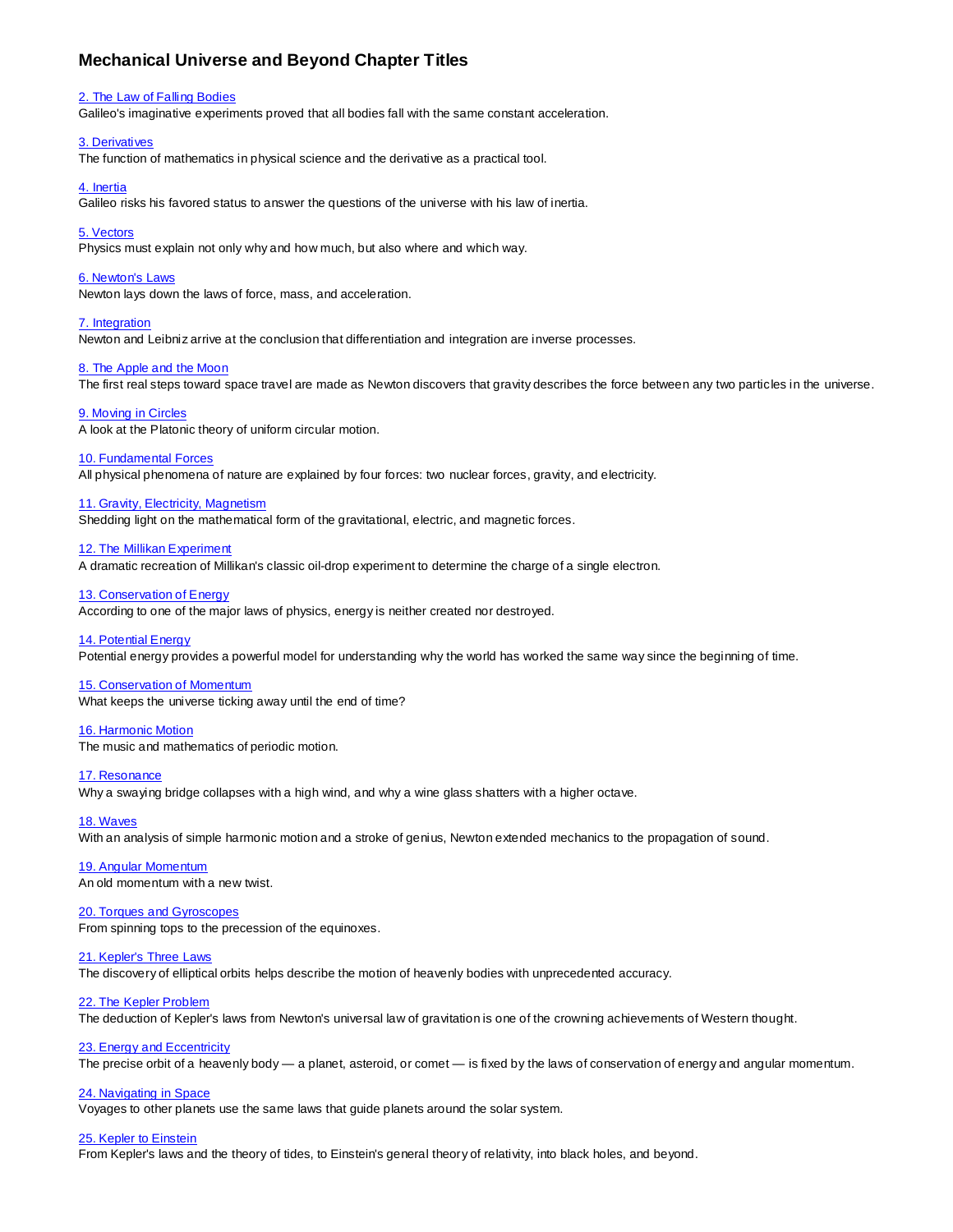# Mechanical Universe and Beyond Chapter Titles

2. The Law of Falling Bodies
Galileo's imaginative experiments proved that all bodies fall with the same constant acceleration.

3. Derivatives
The function of mathematics in physical science and the derivative as a practical tool.

4. Inertia
Galileo risks his favored status to answer the questions of the universe with his law of inertia.

5. Vectors
Physics must explain not only why and how much, but also where and which way.

6. Newton's Laws
Newton lays down the laws of force, mass, and acceleration.

7. Integration
Newton and Leibniz arrive at the conclusion that differentiation and integration are inverse processes.

8. The Apple and the Moon
The first real steps toward space travel are made as Newton discovers that gravity describes the force between any two particles in the universe.

9. Moving in Circles
A look at the Platonic theory of uniform circular motion.

10. Fundamental Forces
All physical phenomena of nature are explained by four forces: two nuclear forces, gravity, and electricity.

11. Gravity, Electricity, Magnetism
Shedding light on the mathematical form of the gravitational, electric, and magnetic forces.

12. The Millikan Experiment
A dramatic recreation of Millikan's classic oil-drop experiment to determine the charge of a single electron.

13. Conservation of Energy
According to one of the major laws of physics, energy is neither created nor destroyed.

14. Potential Energy
Potential energy provides a powerful model for understanding why the world has worked the same way since the beginning of time.

15. Conservation of Momentum
What keeps the universe ticking away until the end of time?

16. Harmonic Motion
The music and mathematics of periodic motion.

17. Resonance
Why a swaying bridge collapses with a high wind, and why a wine glass shatters with a higher octave.

18. Waves
With an analysis of simple harmonic motion and a stroke of genius, Newton extended mechanics to the propagation of sound.

19. Angular Momentum
An old momentum with a new twist.

20. Torques and Gyroscopes
From spinning tops to the precession of the equinoxes.

21. Kepler's Three Laws
The discovery of elliptical orbits helps describe the motion of heavenly bodies with unprecedented accuracy.

22. The Kepler Problem
The deduction of Kepler's laws from Newton's universal law of gravitation is one of the crowning achievements of Western thought.

23. Energy and Eccentricity
The precise orbit of a heavenly body — a planet, asteroid, or comet — is fixed by the laws of conservation of energy and angular momentum.

24. Navigating in Space
Voyages to other planets use the same laws that guide planets around the solar system.

25. Kepler to Einstein
From Kepler's laws and the theory of tides, to Einstein's general theory of relativity, into black holes, and beyond.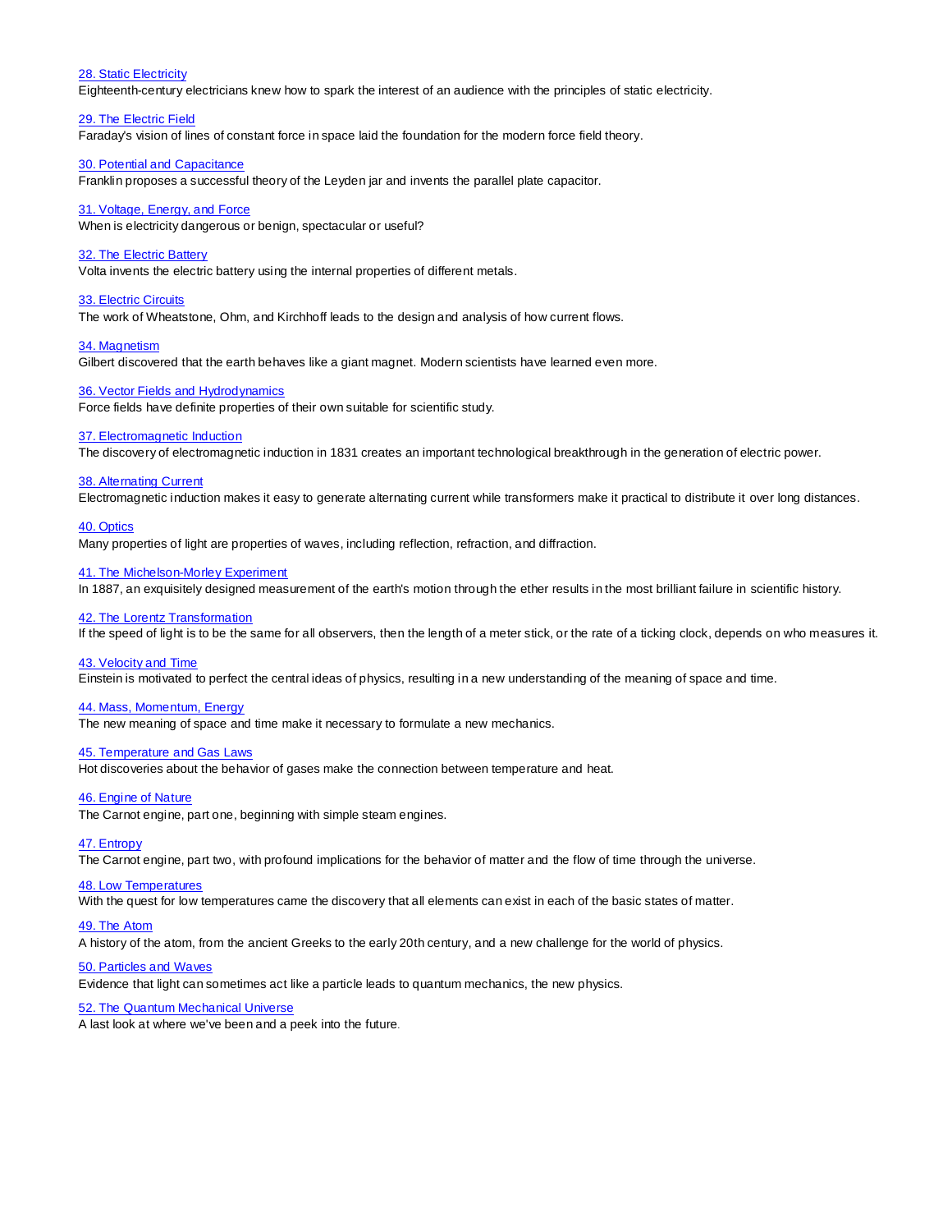[28. Static Electricity]
Eighteenth-century electricians knew how to spark the interest of an audience with the principles of static electricity.

[29. The Electric Field]
Faraday's vision of lines of constant force in space laid the foundation for the modern force field theory.

[30. Potential and Capacitance]
Franklin proposes a successful theory of the Leyden jar and invents the parallel plate capacitor.

[31. Voltage, Energy, and Force]
When is electricity dangerous or benign, spectacular or useful?

[32. The Electric Battery]
Volta invents the electric battery using the internal properties of different metals.

[33. Electric Circuits]
The work of Wheatstone, Ohm, and Kirchhoff leads to the design and analysis of how current flows.

[34. Magnetism]
Gilbert discovered that the earth behaves like a giant magnet. Modern scientists have learned even more.

[36. Vector Fields and Hydrodynamics]
Force fields have definite properties of their own suitable for scientific study.

[37. Electromagnetic Induction]
The discovery of electromagnetic induction in 1831 creates an important technological breakthrough in the generation of electric power.

[38. Alternating Current]
Electromagnetic induction makes it easy to generate alternating current while transformers make it practical to distribute it over long distances.

[40. Optics]
Many properties of light are properties of waves, including reflection, refraction, and diffraction.

[41. The Michelson-Morley Experiment]
In 1887, an exquisitely designed measurement of the earth's motion through the ether results in the most brilliant failure in scientific history.

[42. The Lorentz Transformation]
If the speed of light is to be the same for all observers, then the length of a meter stick, or the rate of a ticking clock, depends on who measures it.

[43. Velocity and Time]
Einstein is motivated to perfect the central ideas of physics, resulting in a new understanding of the meaning of space and time.

[44. Mass, Momentum, Energy]
The new meaning of space and time make it necessary to formulate a new mechanics.

[45. Temperature and Gas Laws]
Hot discoveries about the behavior of gases make the connection between temperature and heat.

[46. Engine of Nature]
The Carnot engine, part one, beginning with simple steam engines.

[47. Entropy]
The Carnot engine, part two, with profound implications for the behavior of matter and the flow of time through the universe.

[48. Low Temperatures]
With the quest for low temperatures came the discovery that all elements can exist in each of the basic states of matter.

[49. The Atom]
A history of the atom, from the ancient Greeks to the early 20th century, and a new challenge for the world of physics.

[50. Particles and Waves]
Evidence that light can sometimes act like a particle leads to quantum mechanics, the new physics.

[52. The Quantum Mechanical Universe]
A last look at where we've been and a peek into the future.